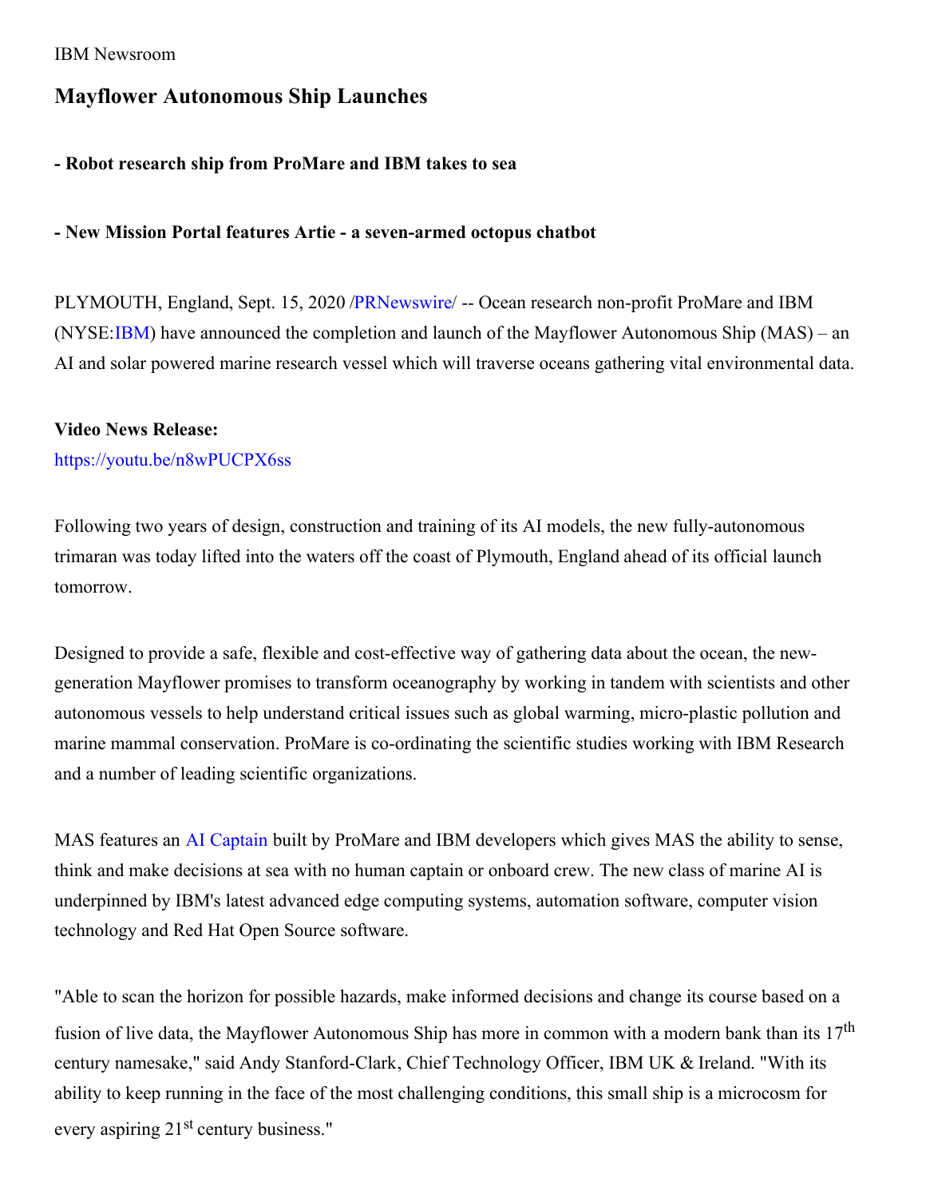IBM Newsroom

# Mayflower Autonomous Ship Launches

**- Robot research ship from ProMare and IBM takes to sea**

**- New Mission Portal features Artie - a seven-armed octopus chatbot**

PLYMOUTH, England, Sept. 15, 2020 /PRNewswire/ -- Ocean research non-profit ProMare and IBM (NYSE:IBM) have announced the completion and launch of the Mayflower Autonomous Ship (MAS) – an AI and solar powered marine research vessel which will traverse oceans gathering vital environmental data.

**Video News Release:**
https://youtu.be/n8wPUCPX6ss

Following two years of design, construction and training of its AI models, the new fully-autonomous trimaran was today lifted into the waters off the coast of Plymouth, England ahead of its official launch tomorrow.

Designed to provide a safe, flexible and cost-effective way of gathering data about the ocean, the new-generation Mayflower promises to transform oceanography by working in tandem with scientists and other autonomous vessels to help understand critical issues such as global warming, micro-plastic pollution and marine mammal conservation. ProMare is co-ordinating the scientific studies working with IBM Research and a number of leading scientific organizations.

MAS features an AI Captain built by ProMare and IBM developers which gives MAS the ability to sense, think and make decisions at sea with no human captain or onboard crew. The new class of marine AI is underpinned by IBM's latest advanced edge computing systems, automation software, computer vision technology and Red Hat Open Source software.

"Able to scan the horizon for possible hazards, make informed decisions and change its course based on a fusion of live data, the Mayflower Autonomous Ship has more in common with a modern bank than its 17th century namesake," said Andy Stanford-Clark, Chief Technology Officer, IBM UK & Ireland. "With its ability to keep running in the face of the most challenging conditions, this small ship is a microcosm for every aspiring 21st century business."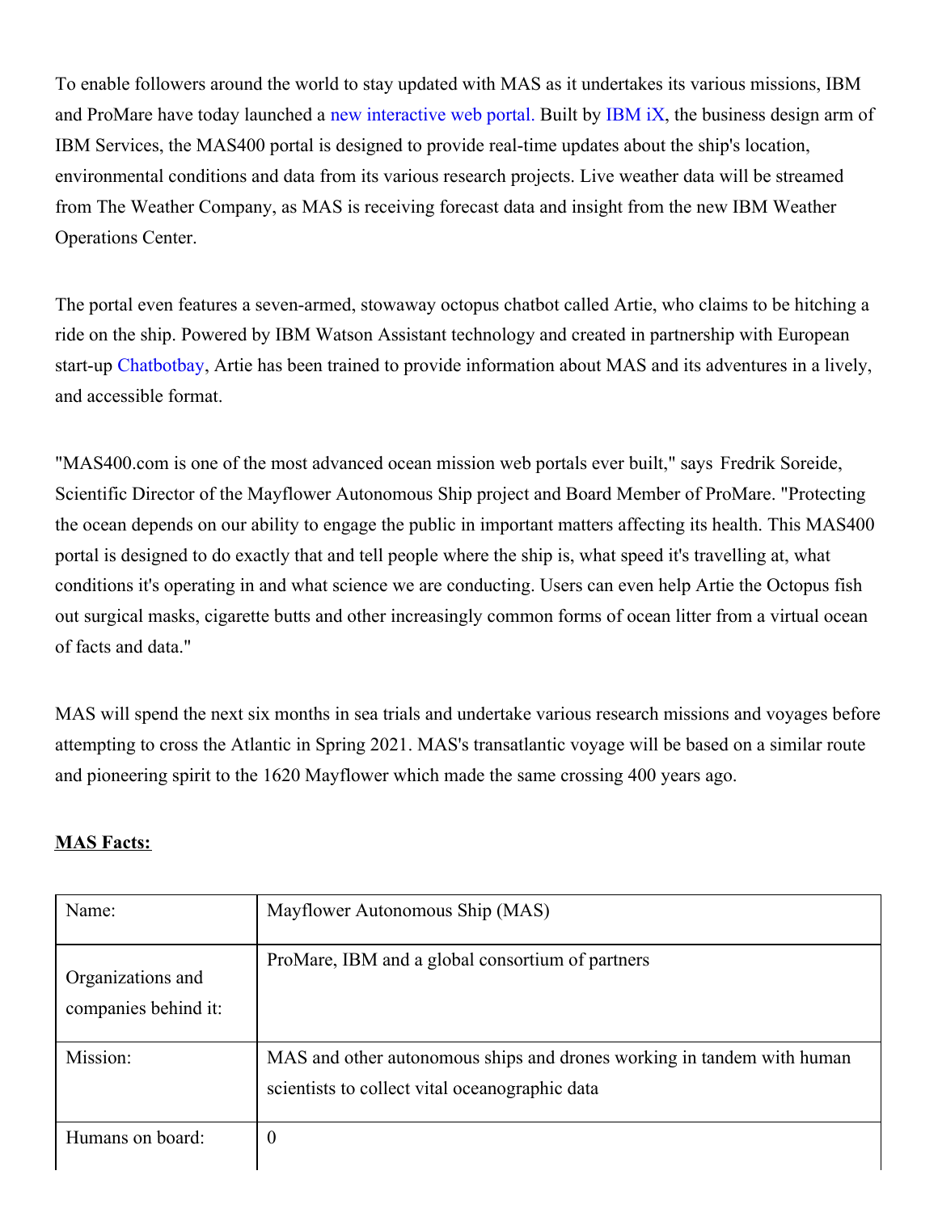To enable followers around the world to stay updated with MAS as it undertakes its various missions, IBM and ProMare have today launched a new interactive web portal. Built by IBM iX, the business design arm of IBM Services, the MAS400 portal is designed to provide real-time updates about the ship's location, environmental conditions and data from its various research projects. Live weather data will be streamed from The Weather Company, as MAS is receiving forecast data and insight from the new IBM Weather Operations Center.

The portal even features a seven-armed, stowaway octopus chatbot called Artie, who claims to be hitching a ride on the ship. Powered by IBM Watson Assistant technology and created in partnership with European start-up Chatbotbay, Artie has been trained to provide information about MAS and its adventures in a lively, and accessible format.

"MAS400.com is one of the most advanced ocean mission web portals ever built," says Fredrik Soreide, Scientific Director of the Mayflower Autonomous Ship project and Board Member of ProMare. "Protecting the ocean depends on our ability to engage the public in important matters affecting its health. This MAS400 portal is designed to do exactly that and tell people where the ship is, what speed it's travelling at, what conditions it's operating in and what science we are conducting. Users can even help Artie the Octopus fish out surgical masks, cigarette butts and other increasingly common forms of ocean litter from a virtual ocean of facts and data."

MAS will spend the next six months in sea trials and undertake various research missions and voyages before attempting to cross the Atlantic in Spring 2021. MAS's transatlantic voyage will be based on a similar route and pioneering spirit to the 1620 Mayflower which made the same crossing 400 years ago.

**MAS Facts:**

| Name: | Mayflower Autonomous Ship (MAS) |
| --- | --- |
| Organizations and companies behind it: | ProMare, IBM and a global consortium of partners |
| Mission: | MAS and other autonomous ships and drones working in tandem with human scientists to collect vital oceanographic data |
| Humans on board: | 0 |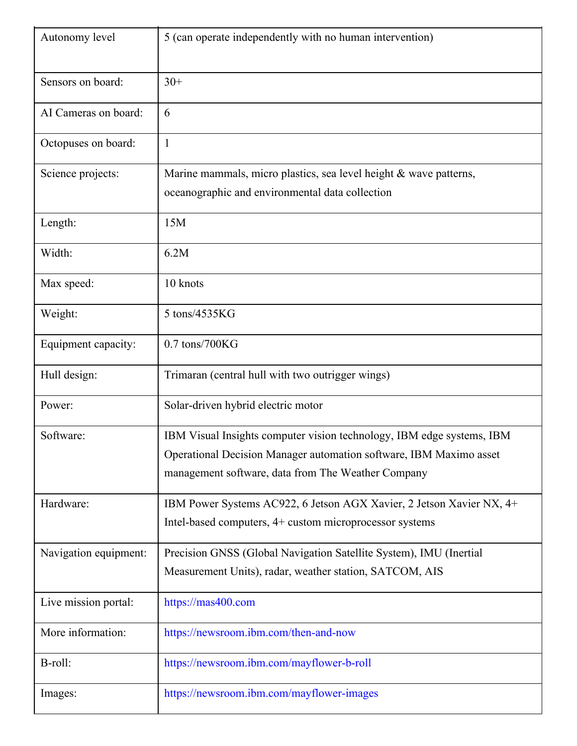| Autonomy level | 5 (can operate independently with no human intervention) |
|---|---|
| Sensors on board: | 30+ |
| AI Cameras on board: | 6 |
| Octopuses on board: | 1 |
| Science projects: | Marine mammals, micro plastics, sea level height & wave patterns, oceanographic and environmental data collection |
| Length: | 15M |
| Width: | 6.2M |
| Max speed: | 10 knots |
| Weight: | 5 tons/4535KG |
| Equipment capacity: | 0.7 tons/700KG |
| Hull design: | Trimaran (central hull with two outrigger wings) |
| Power: | Solar-driven hybrid electric motor |
| Software: | IBM Visual Insights computer vision technology, IBM edge systems, IBM Operational Decision Manager automation software, IBM Maximo asset management software, data from The Weather Company |
| Hardware: | IBM Power Systems AC922, 6 Jetson AGX Xavier, 2 Jetson Xavier NX, 4+ Intel-based computers, 4+ custom microprocessor systems |
| Navigation equipment: | Precision GNSS (Global Navigation Satellite System), IMU (Inertial Measurement Units), radar, weather station, SATCOM, AIS |
| Live mission portal: | https://mas400.com |
| More information: | https://newsroom.ibm.com/then-and-now |
| B-roll: | https://newsroom.ibm.com/mayflower-b-roll |
| Images: | https://newsroom.ibm.com/mayflower-images |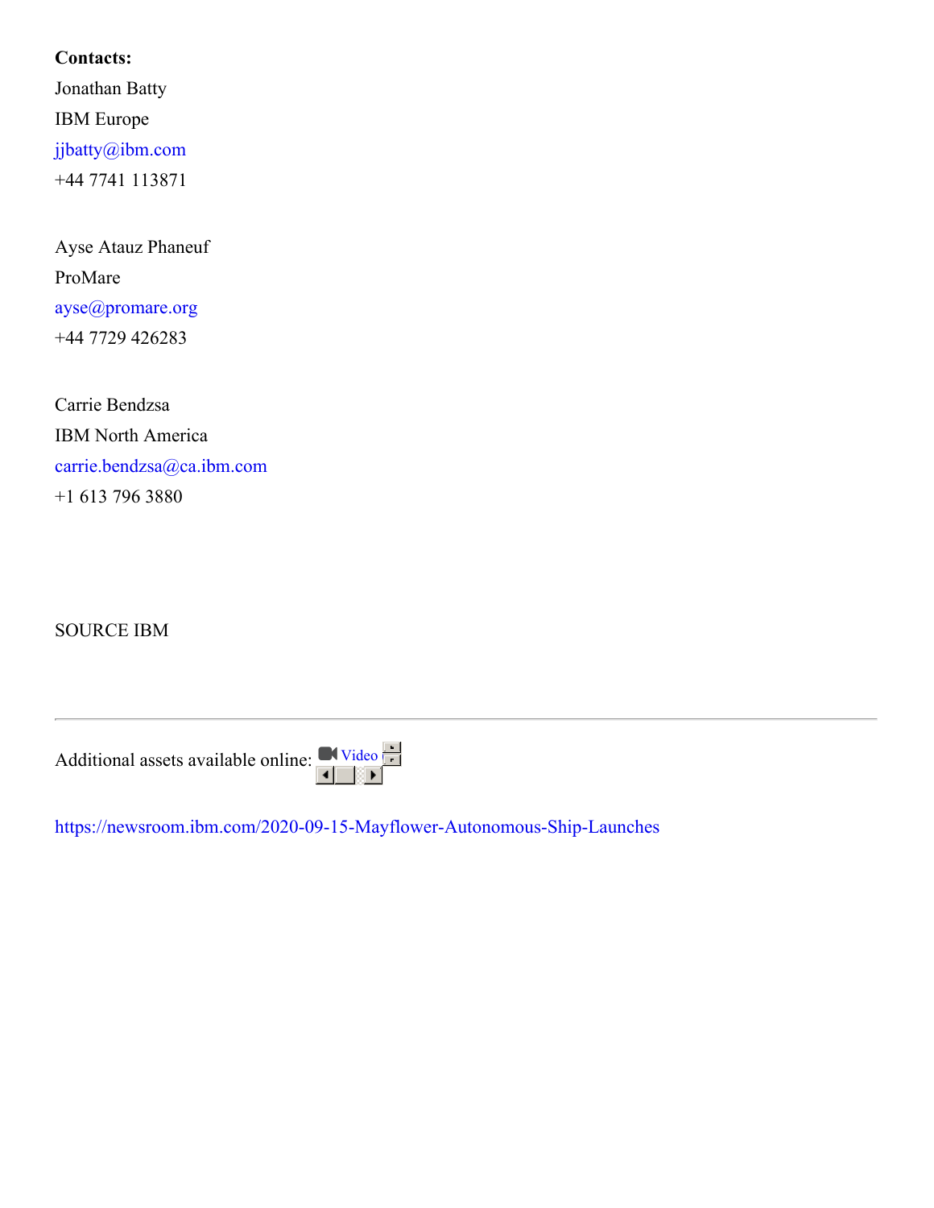**Contacts:**

Jonathan Batty
IBM Europe
jjbatty@ibm.com
+44 7741 113871

Ayse Atauz Phaneuf
ProMare
ayse@promare.org
+44 7729 426283

Carrie Bendzsa
IBM North America
carrie.bendzsa@ca.ibm.com
+1 613 796 3880

SOURCE IBM

---

Additional assets available online: Video

https://newsroom.ibm.com/2020-09-15-Mayflower-Autonomous-Ship-Launches